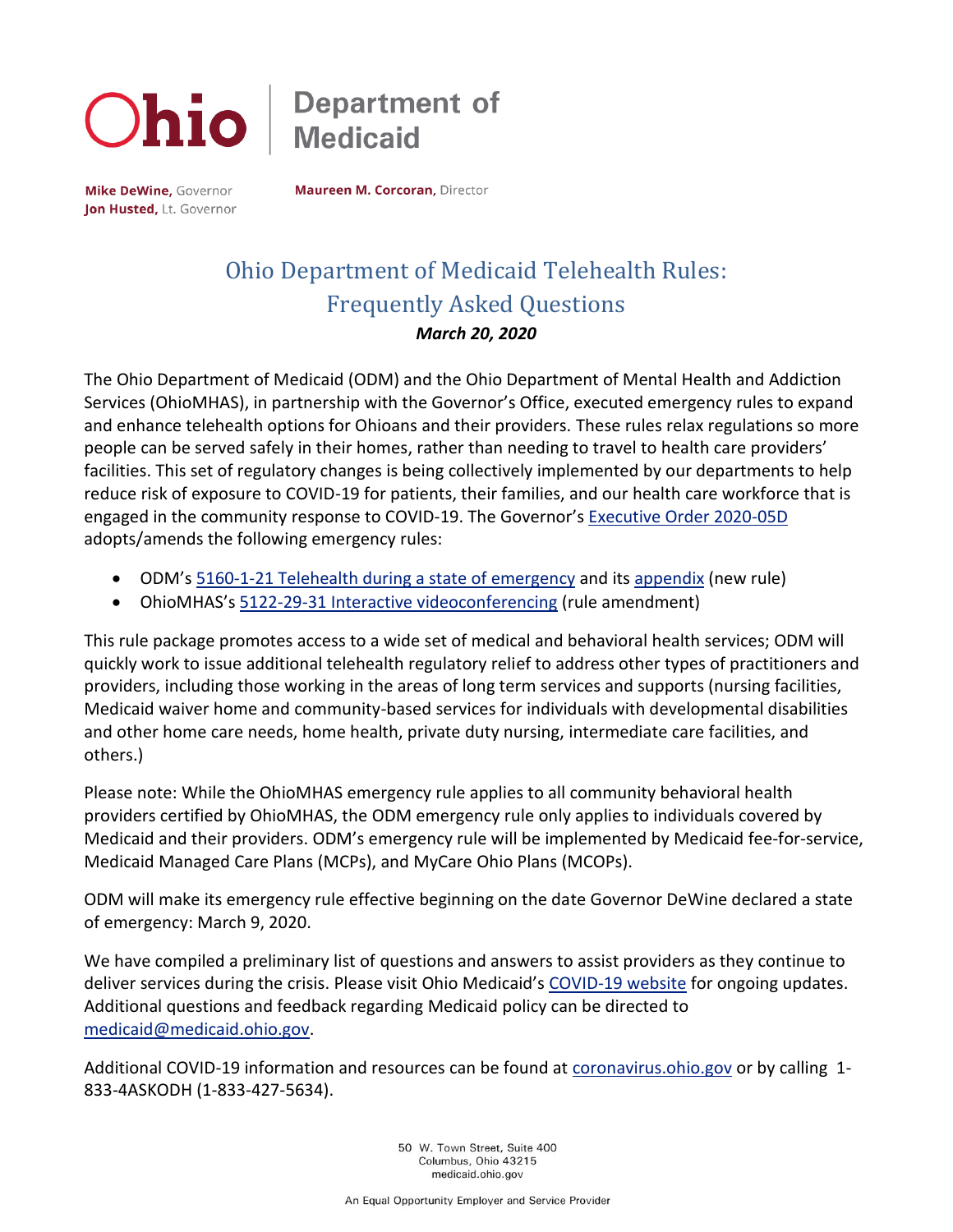Ohio | Department of Medicaid

**Mike DeWine,** Governor
**Jon Husted,** Lt. Governor

**Maureen M. Corcoran,** Director

# Ohio Department of Medicaid Telehealth Rules: Frequently Asked Questions

***March 20, 2020***

The Ohio Department of Medicaid (ODM) and the Ohio Department of Mental Health and Addiction Services (OhioMHAS), in partnership with the Governor's Office, executed emergency rules to expand and enhance telehealth options for Ohioans and their providers. These rules relax regulations so more people can be served safely in their homes, rather than needing to travel to health care providers' facilities. This set of regulatory changes is being collectively implemented by our departments to help reduce risk of exposure to COVID-19 for patients, their families, and our health care workforce that is engaged in the community response to COVID-19. The Governor's Executive Order 2020-05D adopts/amends the following emergency rules:

- ODM's 5160-1-21 Telehealth during a state of emergency and its appendix (new rule)
- OhioMHAS's 5122-29-31 Interactive videoconferencing (rule amendment)

This rule package promotes access to a wide set of medical and behavioral health services; ODM will quickly work to issue additional telehealth regulatory relief to address other types of practitioners and providers, including those working in the areas of long term services and supports (nursing facilities, Medicaid waiver home and community-based services for individuals with developmental disabilities and other home care needs, home health, private duty nursing, intermediate care facilities, and others.)

Please note: While the OhioMHAS emergency rule applies to all community behavioral health providers certified by OhioMHAS, the ODM emergency rule only applies to individuals covered by Medicaid and their providers. ODM's emergency rule will be implemented by Medicaid fee-for-service, Medicaid Managed Care Plans (MCPs), and MyCare Ohio Plans (MCOPs).

ODM will make its emergency rule effective beginning on the date Governor DeWine declared a state of emergency: March 9, 2020.

We have compiled a preliminary list of questions and answers to assist providers as they continue to deliver services during the crisis. Please visit Ohio Medicaid's COVID-19 website for ongoing updates. Additional questions and feedback regarding Medicaid policy can be directed to medicaid@medicaid.ohio.gov.

Additional COVID-19 information and resources can be found at coronavirus.ohio.gov or by calling 1-833-4ASKODH (1-833-427-5634).

50 W. Town Street, Suite 400
Columbus, Ohio 43215
medicaid.ohio.gov

An Equal Opportunity Employer and Service Provider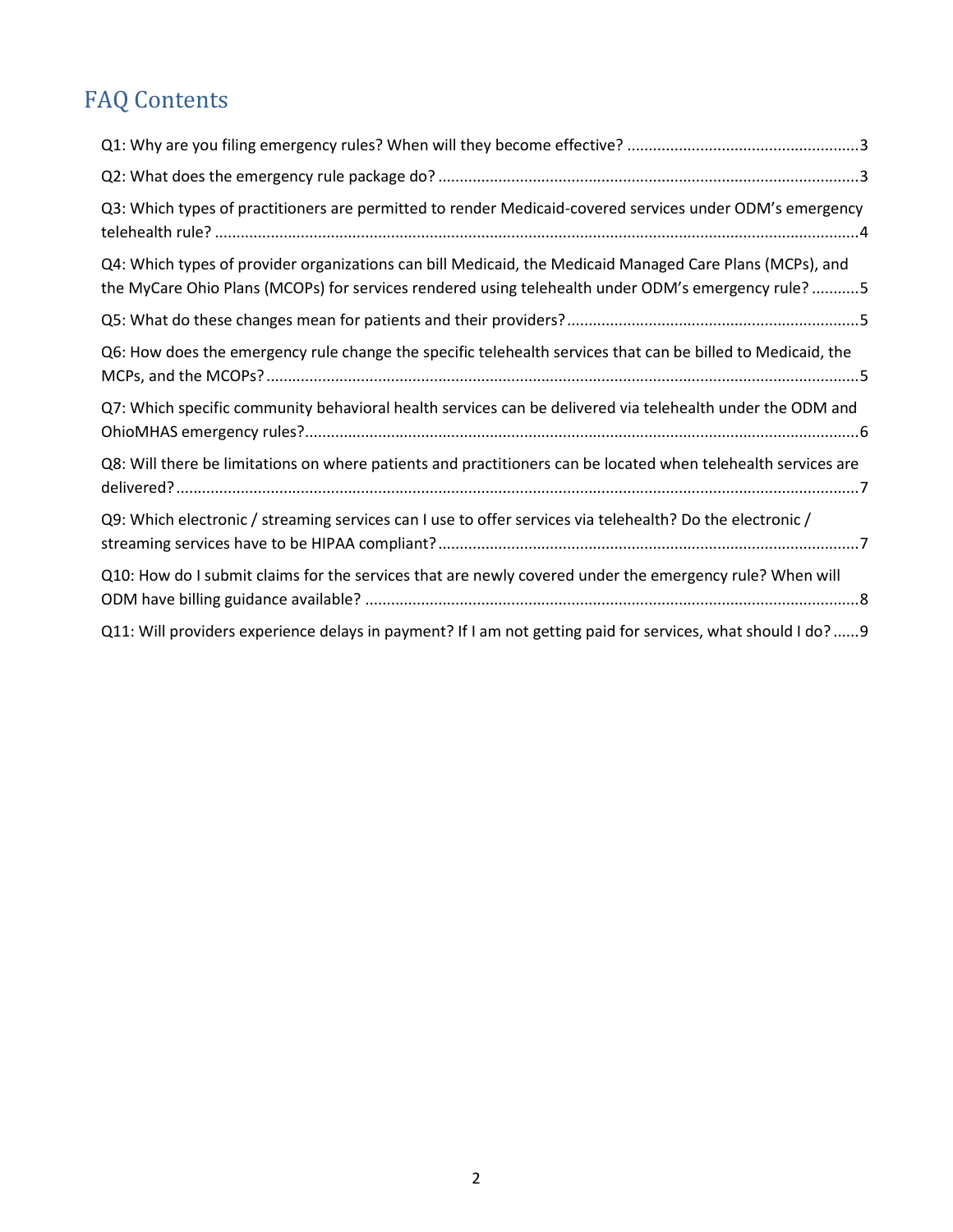# FAQ Contents

Q1: Why are you filing emergency rules? When will they become effective? ......3

Q2: What does the emergency rule package do? ......3

Q3: Which types of practitioners are permitted to render Medicaid-covered services under ODM's emergency telehealth rule? ......4

Q4: Which types of provider organizations can bill Medicaid, the Medicaid Managed Care Plans (MCPs), and the MyCare Ohio Plans (MCOPs) for services rendered using telehealth under ODM's emergency rule? ......5

Q5: What do these changes mean for patients and their providers? ......5

Q6: How does the emergency rule change the specific telehealth services that can be billed to Medicaid, the MCPs, and the MCOPs? ......5

Q7: Which specific community behavioral health services can be delivered via telehealth under the ODM and OhioMHAS emergency rules? ......6

Q8: Will there be limitations on where patients and practitioners can be located when telehealth services are delivered? ......7

Q9: Which electronic / streaming services can I use to offer services via telehealth? Do the electronic / streaming services have to be HIPAA compliant? ......7

Q10: How do I submit claims for the services that are newly covered under the emergency rule? When will ODM have billing guidance available? ......8

Q11: Will providers experience delays in payment? If I am not getting paid for services, what should I do? ......9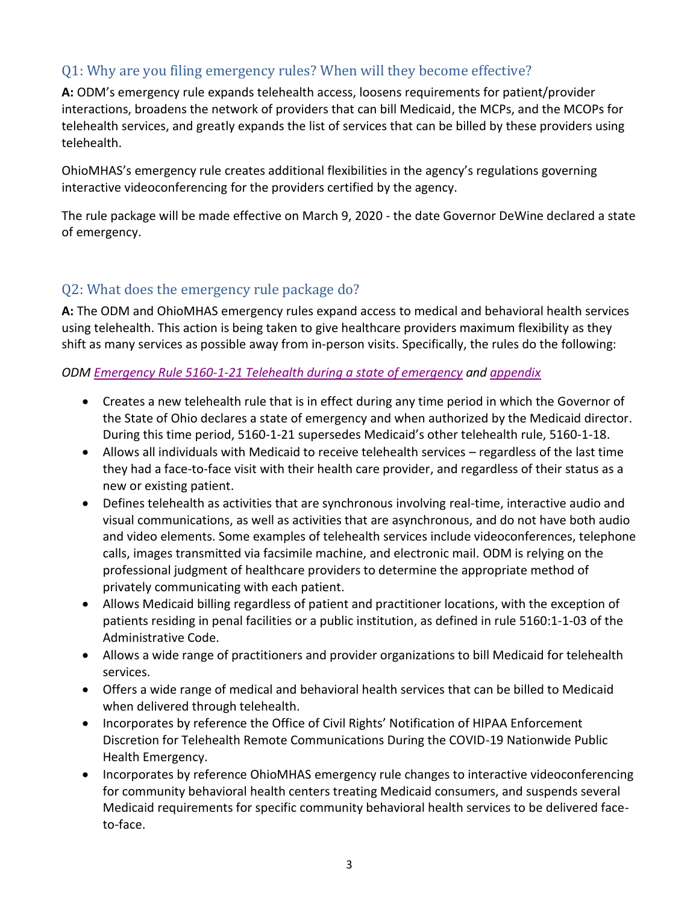## Q1: Why are you filing emergency rules? When will they become effective?

**A:** ODM's emergency rule expands telehealth access, loosens requirements for patient/provider interactions, broadens the network of providers that can bill Medicaid, the MCPs, and the MCOPs for telehealth services, and greatly expands the list of services that can be billed by these providers using telehealth.

OhioMHAS's emergency rule creates additional flexibilities in the agency's regulations governing interactive videoconferencing for the providers certified by the agency.

The rule package will be made effective on March 9, 2020 - the date Governor DeWine declared a state of emergency.

## Q2: What does the emergency rule package do?

**A:** The ODM and OhioMHAS emergency rules expand access to medical and behavioral health services using telehealth. This action is being taken to give healthcare providers maximum flexibility as they shift as many services as possible away from in-person visits. Specifically, the rules do the following:

*ODM Emergency Rule 5160-1-21 Telehealth during a state of emergency and appendix*

- Creates a new telehealth rule that is in effect during any time period in which the Governor of the State of Ohio declares a state of emergency and when authorized by the Medicaid director. During this time period, 5160-1-21 supersedes Medicaid's other telehealth rule, 5160-1-18.
- Allows all individuals with Medicaid to receive telehealth services – regardless of the last time they had a face-to-face visit with their health care provider, and regardless of their status as a new or existing patient.
- Defines telehealth as activities that are synchronous involving real-time, interactive audio and visual communications, as well as activities that are asynchronous, and do not have both audio and video elements. Some examples of telehealth services include videoconferences, telephone calls, images transmitted via facsimile machine, and electronic mail. ODM is relying on the professional judgment of healthcare providers to determine the appropriate method of privately communicating with each patient.
- Allows Medicaid billing regardless of patient and practitioner locations, with the exception of patients residing in penal facilities or a public institution, as defined in rule 5160:1-1-03 of the Administrative Code.
- Allows a wide range of practitioners and provider organizations to bill Medicaid for telehealth services.
- Offers a wide range of medical and behavioral health services that can be billed to Medicaid when delivered through telehealth.
- Incorporates by reference the Office of Civil Rights' Notification of HIPAA Enforcement Discretion for Telehealth Remote Communications During the COVID-19 Nationwide Public Health Emergency.
- Incorporates by reference OhioMHAS emergency rule changes to interactive videoconferencing for community behavioral health centers treating Medicaid consumers, and suspends several Medicaid requirements for specific community behavioral health services to be delivered face-to-face.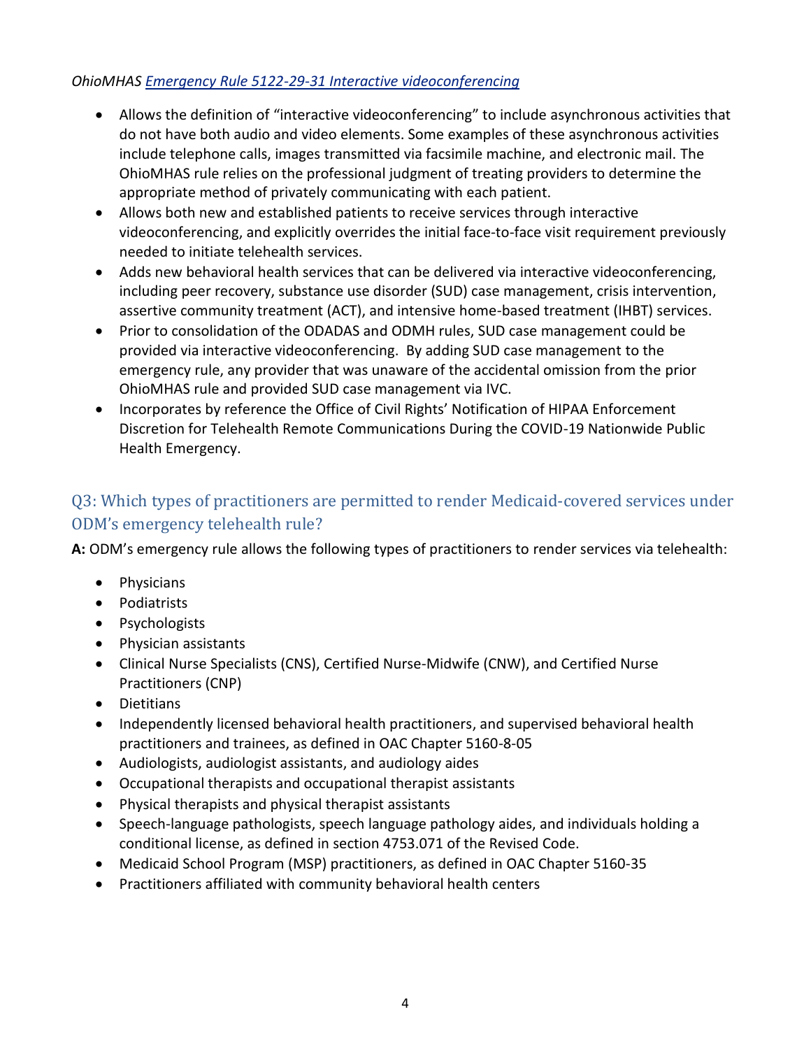*OhioMHAS [Emergency Rule 5122-29-31 Interactive videoconferencing]*

- Allows the definition of "interactive videoconferencing" to include asynchronous activities that do not have both audio and video elements. Some examples of these asynchronous activities include telephone calls, images transmitted via facsimile machine, and electronic mail. The OhioMHAS rule relies on the professional judgment of treating providers to determine the appropriate method of privately communicating with each patient.
- Allows both new and established patients to receive services through interactive videoconferencing, and explicitly overrides the initial face-to-face visit requirement previously needed to initiate telehealth services.
- Adds new behavioral health services that can be delivered via interactive videoconferencing, including peer recovery, substance use disorder (SUD) case management, crisis intervention, assertive community treatment (ACT), and intensive home-based treatment (IHBT) services.
- Prior to consolidation of the ODADAS and ODMH rules, SUD case management could be provided via interactive videoconferencing. By adding SUD case management to the emergency rule, any provider that was unaware of the accidental omission from the prior OhioMHAS rule and provided SUD case management via IVC.
- Incorporates by reference the Office of Civil Rights' Notification of HIPAA Enforcement Discretion for Telehealth Remote Communications During the COVID-19 Nationwide Public Health Emergency.

## Q3: Which types of practitioners are permitted to render Medicaid-covered services under ODM's emergency telehealth rule?

**A:** ODM's emergency rule allows the following types of practitioners to render services via telehealth:

- Physicians
- Podiatrists
- Psychologists
- Physician assistants
- Clinical Nurse Specialists (CNS), Certified Nurse-Midwife (CNW), and Certified Nurse Practitioners (CNP)
- Dietitians
- Independently licensed behavioral health practitioners, and supervised behavioral health practitioners and trainees, as defined in OAC Chapter 5160-8-05
- Audiologists, audiologist assistants, and audiology aides
- Occupational therapists and occupational therapist assistants
- Physical therapists and physical therapist assistants
- Speech-language pathologists, speech language pathology aides, and individuals holding a conditional license, as defined in section 4753.071 of the Revised Code.
- Medicaid School Program (MSP) practitioners, as defined in OAC Chapter 5160-35
- Practitioners affiliated with community behavioral health centers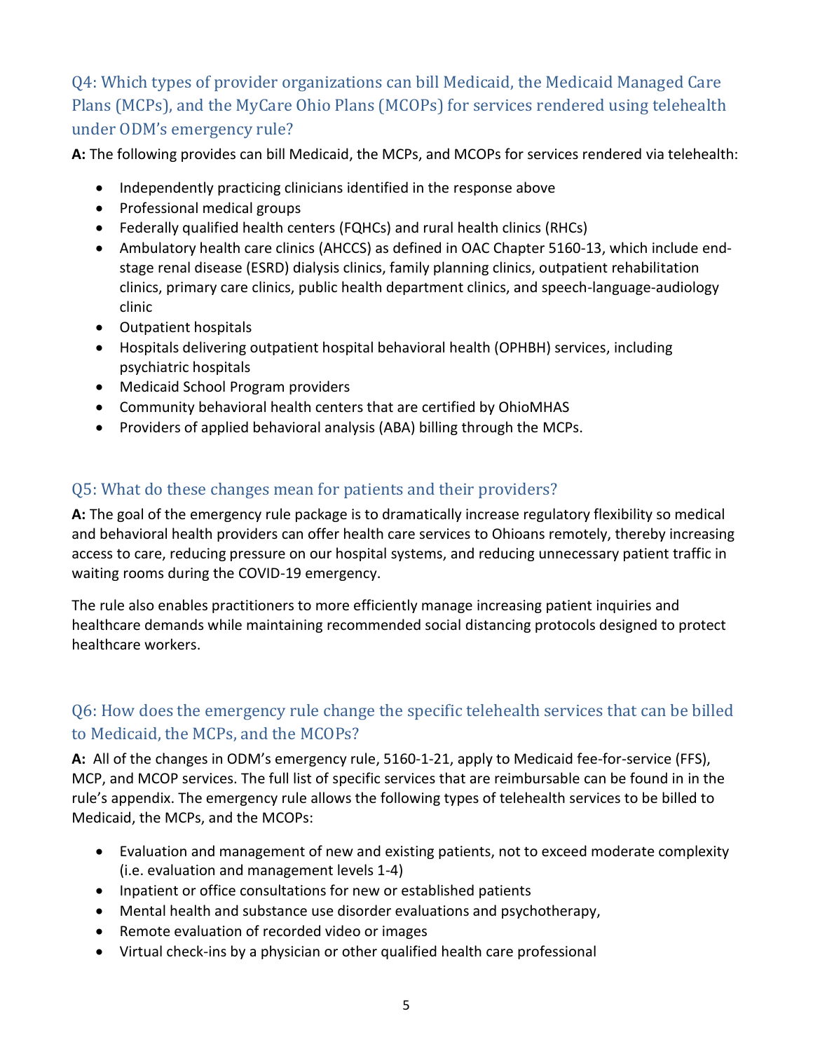## Q4: Which types of provider organizations can bill Medicaid, the Medicaid Managed Care Plans (MCPs), and the MyCare Ohio Plans (MCOPs) for services rendered using telehealth under ODM's emergency rule?

**A:** The following provides can bill Medicaid, the MCPs, and MCOPs for services rendered via telehealth:

- Independently practicing clinicians identified in the response above
- Professional medical groups
- Federally qualified health centers (FQHCs) and rural health clinics (RHCs)
- Ambulatory health care clinics (AHCCS) as defined in OAC Chapter 5160-13, which include end-stage renal disease (ESRD) dialysis clinics, family planning clinics, outpatient rehabilitation clinics, primary care clinics, public health department clinics, and speech-language-audiology clinic
- Outpatient hospitals
- Hospitals delivering outpatient hospital behavioral health (OPHBH) services, including psychiatric hospitals
- Medicaid School Program providers
- Community behavioral health centers that are certified by OhioMHAS
- Providers of applied behavioral analysis (ABA) billing through the MCPs.

## Q5: What do these changes mean for patients and their providers?

**A:** The goal of the emergency rule package is to dramatically increase regulatory flexibility so medical and behavioral health providers can offer health care services to Ohioans remotely, thereby increasing access to care, reducing pressure on our hospital systems, and reducing unnecessary patient traffic in waiting rooms during the COVID-19 emergency.

The rule also enables practitioners to more efficiently manage increasing patient inquiries and healthcare demands while maintaining recommended social distancing protocols designed to protect healthcare workers.

## Q6: How does the emergency rule change the specific telehealth services that can be billed to Medicaid, the MCPs, and the MCOPs?

**A:** All of the changes in ODM's emergency rule, 5160-1-21, apply to Medicaid fee-for-service (FFS), MCP, and MCOP services. The full list of specific services that are reimbursable can be found in in the rule's appendix. The emergency rule allows the following types of telehealth services to be billed to Medicaid, the MCPs, and the MCOPs:

- Evaluation and management of new and existing patients, not to exceed moderate complexity (i.e. evaluation and management levels 1-4)
- Inpatient or office consultations for new or established patients
- Mental health and substance use disorder evaluations and psychotherapy,
- Remote evaluation of recorded video or images
- Virtual check-ins by a physician or other qualified health care professional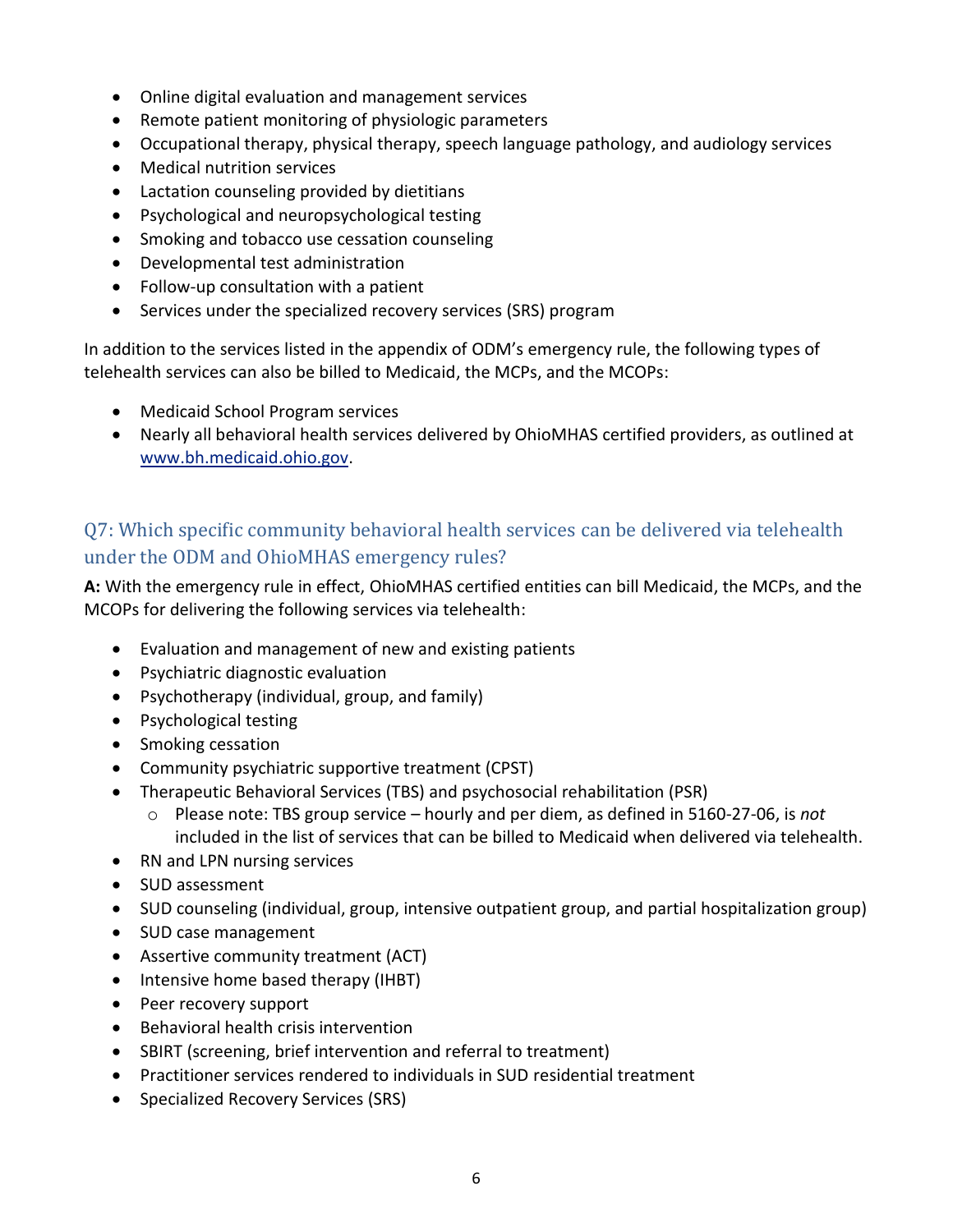- Online digital evaluation and management services
- Remote patient monitoring of physiologic parameters
- Occupational therapy, physical therapy, speech language pathology, and audiology services
- Medical nutrition services
- Lactation counseling provided by dietitians
- Psychological and neuropsychological testing
- Smoking and tobacco use cessation counseling
- Developmental test administration
- Follow-up consultation with a patient
- Services under the specialized recovery services (SRS) program

In addition to the services listed in the appendix of ODM's emergency rule, the following types of telehealth services can also be billed to Medicaid, the MCPs, and the MCOPs:

- Medicaid School Program services
- Nearly all behavioral health services delivered by OhioMHAS certified providers, as outlined at [www.bh.medicaid.ohio.gov](www.bh.medicaid.ohio.gov).

## Q7: Which specific community behavioral health services can be delivered via telehealth under the ODM and OhioMHAS emergency rules?

**A:** With the emergency rule in effect, OhioMHAS certified entities can bill Medicaid, the MCPs, and the MCOPs for delivering the following services via telehealth:

- Evaluation and management of new and existing patients
- Psychiatric diagnostic evaluation
- Psychotherapy (individual, group, and family)
- Psychological testing
- Smoking cessation
- Community psychiatric supportive treatment (CPST)
- Therapeutic Behavioral Services (TBS) and psychosocial rehabilitation (PSR)
    - Please note: TBS group service – hourly and per diem, as defined in 5160-27-06, is *not* included in the list of services that can be billed to Medicaid when delivered via telehealth.
- RN and LPN nursing services
- SUD assessment
- SUD counseling (individual, group, intensive outpatient group, and partial hospitalization group)
- SUD case management
- Assertive community treatment (ACT)
- Intensive home based therapy (IHBT)
- Peer recovery support
- Behavioral health crisis intervention
- SBIRT (screening, brief intervention and referral to treatment)
- Practitioner services rendered to individuals in SUD residential treatment
- Specialized Recovery Services (SRS)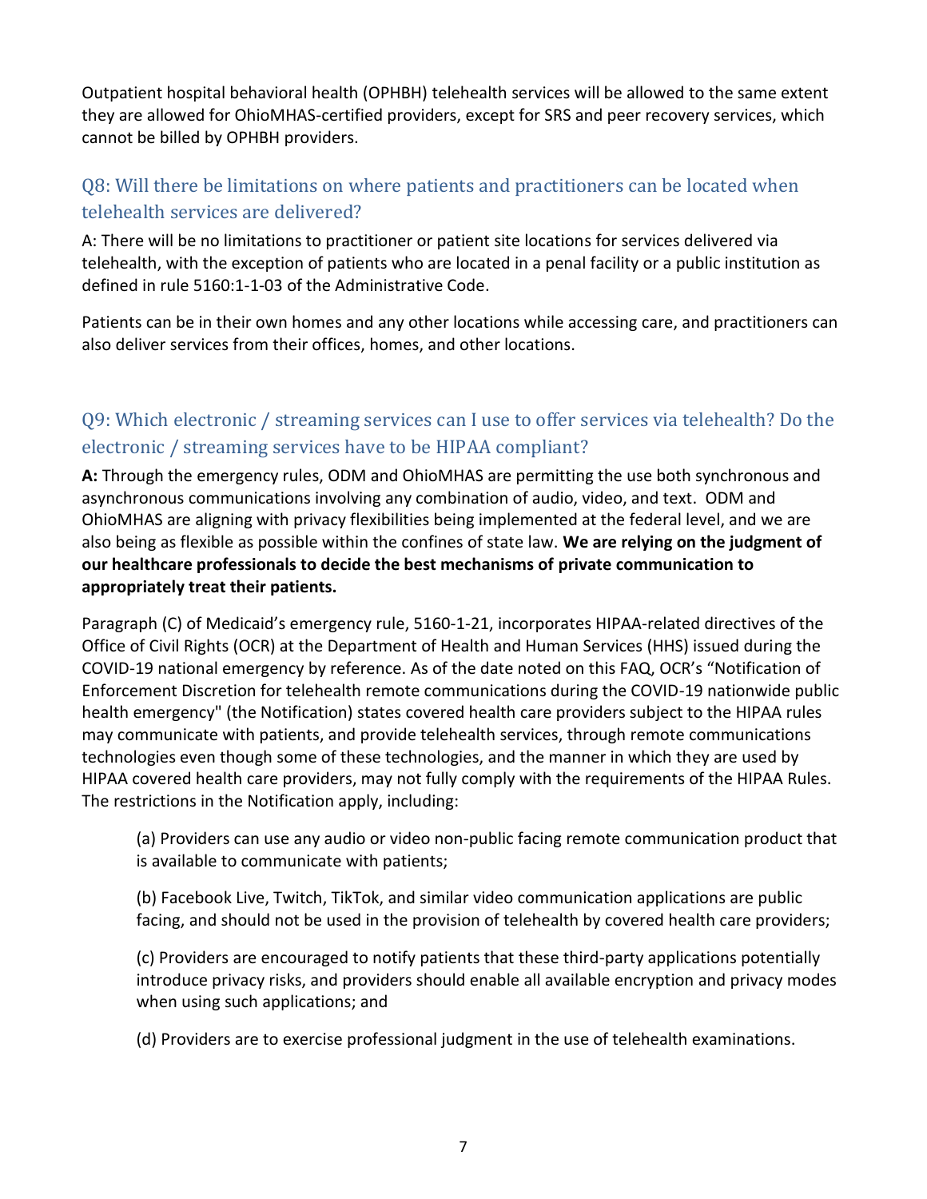Outpatient hospital behavioral health (OPHBH) telehealth services will be allowed to the same extent they are allowed for OhioMHAS-certified providers, except for SRS and peer recovery services, which cannot be billed by OPHBH providers.

## Q8: Will there be limitations on where patients and practitioners can be located when telehealth services are delivered?

A: There will be no limitations to practitioner or patient site locations for services delivered via telehealth, with the exception of patients who are located in a penal facility or a public institution as defined in rule 5160:1-1-03 of the Administrative Code.

Patients can be in their own homes and any other locations while accessing care, and practitioners can also deliver services from their offices, homes, and other locations.

## Q9: Which electronic / streaming services can I use to offer services via telehealth? Do the electronic / streaming services have to be HIPAA compliant?

**A:** Through the emergency rules, ODM and OhioMHAS are permitting the use both synchronous and asynchronous communications involving any combination of audio, video, and text. ODM and OhioMHAS are aligning with privacy flexibilities being implemented at the federal level, and we are also being as flexible as possible within the confines of state law. **We are relying on the judgment of our healthcare professionals to decide the best mechanisms of private communication to appropriately treat their patients.**

Paragraph (C) of Medicaid's emergency rule, 5160-1-21, incorporates HIPAA-related directives of the Office of Civil Rights (OCR) at the Department of Health and Human Services (HHS) issued during the COVID-19 national emergency by reference. As of the date noted on this FAQ, OCR's "Notification of Enforcement Discretion for telehealth remote communications during the COVID-19 nationwide public health emergency" (the Notification) states covered health care providers subject to the HIPAA rules may communicate with patients, and provide telehealth services, through remote communications technologies even though some of these technologies, and the manner in which they are used by HIPAA covered health care providers, may not fully comply with the requirements of the HIPAA Rules. The restrictions in the Notification apply, including:

(a) Providers can use any audio or video non-public facing remote communication product that is available to communicate with patients;

(b) Facebook Live, Twitch, TikTok, and similar video communication applications are public facing, and should not be used in the provision of telehealth by covered health care providers;

(c) Providers are encouraged to notify patients that these third-party applications potentially introduce privacy risks, and providers should enable all available encryption and privacy modes when using such applications; and

(d) Providers are to exercise professional judgment in the use of telehealth examinations.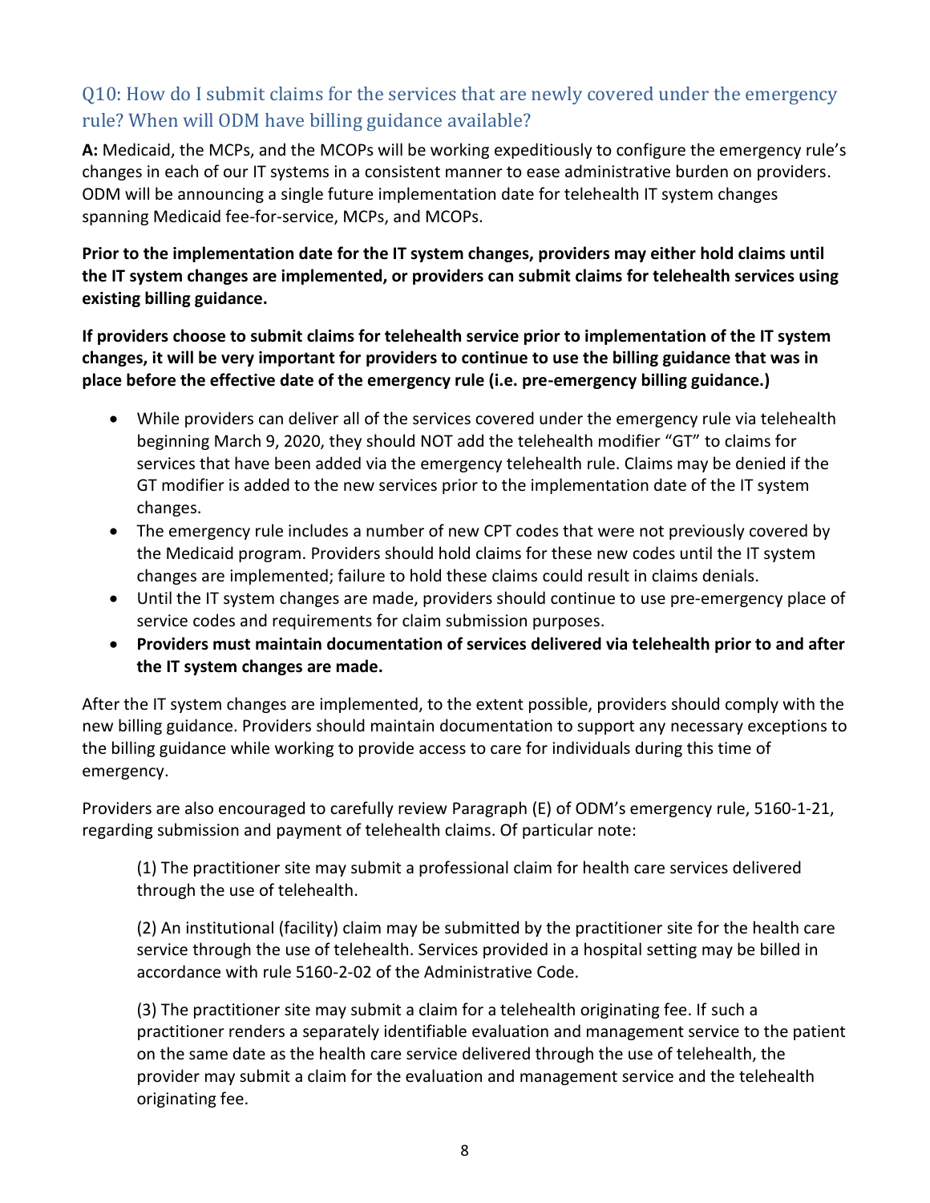## Q10: How do I submit claims for the services that are newly covered under the emergency rule? When will ODM have billing guidance available?

**A:** Medicaid, the MCPs, and the MCOPs will be working expeditiously to configure the emergency rule's changes in each of our IT systems in a consistent manner to ease administrative burden on providers. ODM will be announcing a single future implementation date for telehealth IT system changes spanning Medicaid fee-for-service, MCPs, and MCOPs.

**Prior to the implementation date for the IT system changes, providers may either hold claims until the IT system changes are implemented, or providers can submit claims for telehealth services using existing billing guidance.**

**If providers choose to submit claims for telehealth service prior to implementation of the IT system changes, it will be very important for providers to continue to use the billing guidance that was in place before the effective date of the emergency rule (i.e. pre-emergency billing guidance.)**

- While providers can deliver all of the services covered under the emergency rule via telehealth beginning March 9, 2020, they should NOT add the telehealth modifier "GT" to claims for services that have been added via the emergency telehealth rule. Claims may be denied if the GT modifier is added to the new services prior to the implementation date of the IT system changes.
- The emergency rule includes a number of new CPT codes that were not previously covered by the Medicaid program. Providers should hold claims for these new codes until the IT system changes are implemented; failure to hold these claims could result in claims denials.
- Until the IT system changes are made, providers should continue to use pre-emergency place of service codes and requirements for claim submission purposes.
- **Providers must maintain documentation of services delivered via telehealth prior to and after the IT system changes are made.**

After the IT system changes are implemented, to the extent possible, providers should comply with the new billing guidance. Providers should maintain documentation to support any necessary exceptions to the billing guidance while working to provide access to care for individuals during this time of emergency.

Providers are also encouraged to carefully review Paragraph (E) of ODM's emergency rule, 5160-1-21, regarding submission and payment of telehealth claims. Of particular note:

> (1) The practitioner site may submit a professional claim for health care services delivered through the use of telehealth.
>
> (2) An institutional (facility) claim may be submitted by the practitioner site for the health care service through the use of telehealth. Services provided in a hospital setting may be billed in accordance with rule 5160-2-02 of the Administrative Code.
>
> (3) The practitioner site may submit a claim for a telehealth originating fee. If such a practitioner renders a separately identifiable evaluation and management service to the patient on the same date as the health care service delivered through the use of telehealth, the provider may submit a claim for the evaluation and management service and the telehealth originating fee.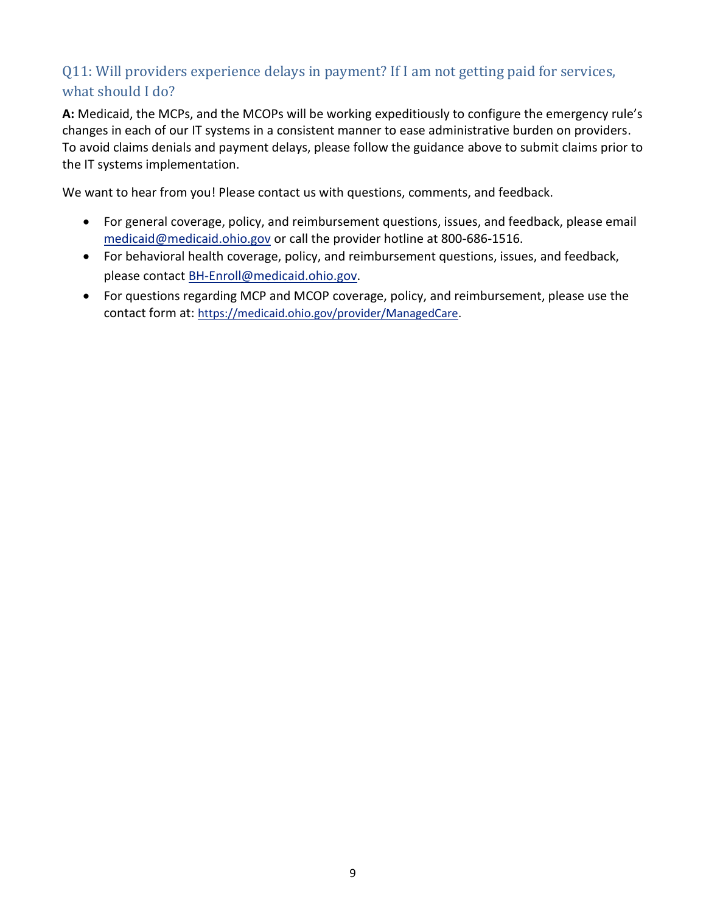## Q11: Will providers experience delays in payment? If I am not getting paid for services, what should I do?

**A:** Medicaid, the MCPs, and the MCOPs will be working expeditiously to configure the emergency rule's changes in each of our IT systems in a consistent manner to ease administrative burden on providers. To avoid claims denials and payment delays, please follow the guidance above to submit claims prior to the IT systems implementation.

We want to hear from you! Please contact us with questions, comments, and feedback.

- For general coverage, policy, and reimbursement questions, issues, and feedback, please email medicaid@medicaid.ohio.gov or call the provider hotline at 800-686-1516.
- For behavioral health coverage, policy, and reimbursement questions, issues, and feedback, please contact BH-Enroll@medicaid.ohio.gov.
- For questions regarding MCP and MCOP coverage, policy, and reimbursement, please use the contact form at: https://medicaid.ohio.gov/provider/ManagedCare.